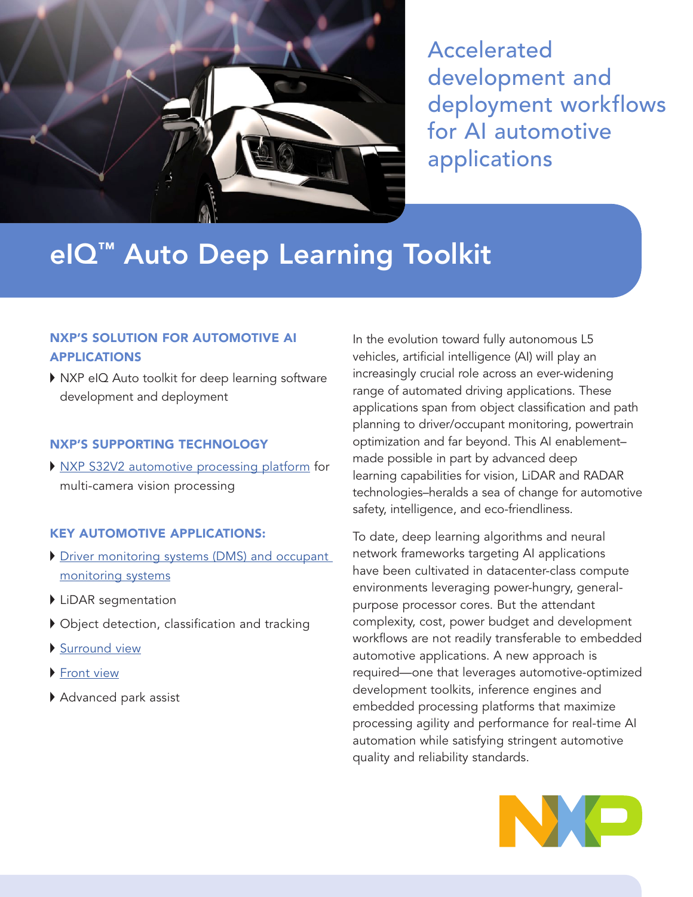# Accelerated development and deployment workflows for AI automotive applications

## eIQ™ Auto Deep Learning Toolkit

### NXP'S SOLUTION FOR AUTOMOTIVE AI APPLICATIONS

- NXP eIQ Auto toolkit for deep learning software development and deployment

### NXP'S SUPPORTING TECHNOLOGY

- NXP S32V2 automotive processing platform for multi-camera vision processing

### KEY AUTOMOTIVE APPLICATIONS:

- Driver monitoring systems (DMS) and occupant monitoring systems
- LiDAR segmentation
- Object detection, classification and tracking
- Surround view
- Front view
- Advanced park assist

In the evolution toward fully autonomous L5 vehicles, artificial intelligence (AI) will play an increasingly crucial role across an ever-widening range of automated driving applications. These applications span from object classification and path planning to driver/occupant monitoring, powertrain optimization and far beyond. This AI enablement–made possible in part by advanced deep learning capabilities for vision, LiDAR and RADAR technologies–heralds a sea of change for automotive safety, intelligence, and eco-friendliness.

To date, deep learning algorithms and neural network frameworks targeting AI applications have been cultivated in datacenter-class compute environments leveraging power-hungry, general-purpose processor cores. But the attendant complexity, cost, power budget and development workflows are not readily transferable to embedded automotive applications. A new approach is required—one that leverages automotive-optimized development toolkits, inference engines and embedded processing platforms that maximize processing agility and performance for real-time AI automation while satisfying stringent automotive quality and reliability standards.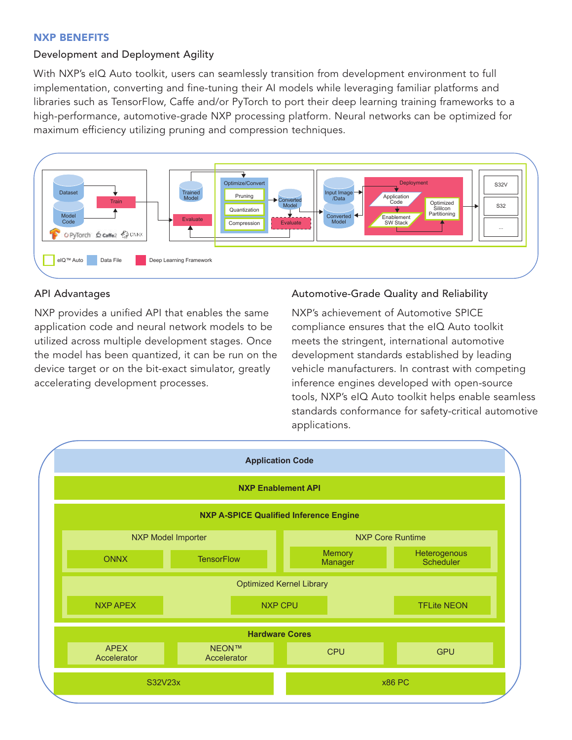## NXP BENEFITS

### Development and Deployment Agility

With NXP's eIQ Auto toolkit, users can seamlessly transition from development environment to full implementation, converting and fine-tuning their AI models while leveraging familiar platforms and libraries such as TensorFlow, Caffe and/or PyTorch to port their deep learning training frameworks to a high-performance, automotive-grade NXP processing platform. Neural networks can be optimized for maximum efficiency utilizing pruning and compression techniques.

### API Advantages

NXP provides a unified API that enables the same application code and neural network models to be utilized across multiple development stages. Once the model has been quantized, it can be run on the device target or on the bit-exact simulator, greatly accelerating development processes.

### Automotive-Grade Quality and Reliability

NXP's achievement of Automotive SPICE compliance ensures that the eIQ Auto toolkit meets the stringent, international automotive development standards established by leading vehicle manufacturers. In contrast with competing inference engines developed with open-source tools, NXP's eIQ Auto toolkit helps enable seamless standards conformance for safety-critical automotive applications.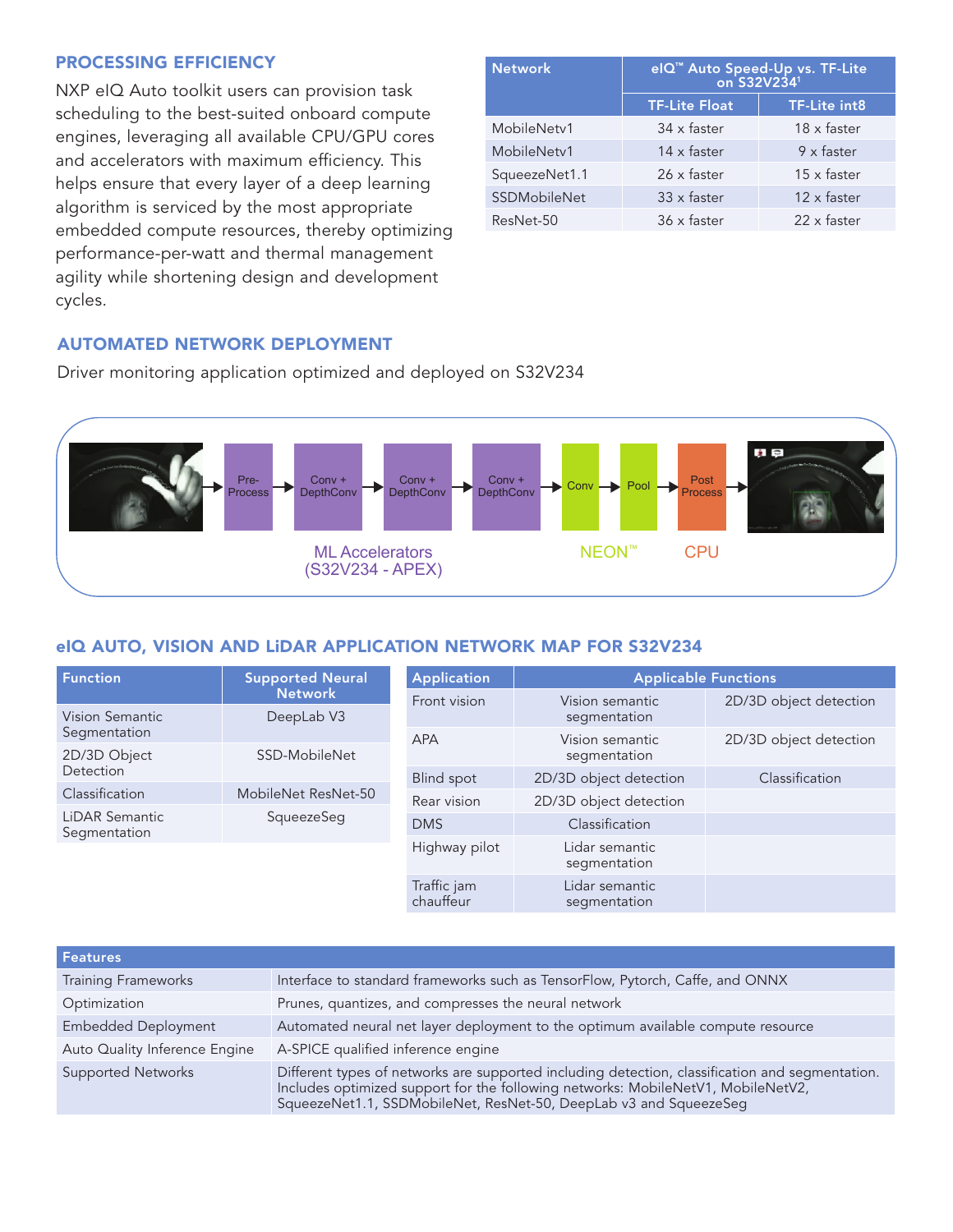## PROCESSING EFFICIENCY

NXP eIQ Auto toolkit users can provision task scheduling to the best-suited onboard compute engines, leveraging all available CPU/GPU cores and accelerators with maximum efficiency. This helps ensure that every layer of a deep learning algorithm is serviced by the most appropriate embedded compute resources, thereby optimizing performance-per-watt and thermal management agility while shortening design and development cycles.

| Network | eIQ™ Auto Speed-Up vs. TF-Lite on S32V234[1] | |
|---|---|---|
| | TF-Lite Float | TF-Lite int8 |
| MobileNetv1 | 34 x faster | 18 x faster |
| MobileNetv1 | 14 x faster | 9 x faster |
| SqueezeNet1.1 | 26 x faster | 15 x faster |
| SSDMobileNet | 33 x faster | 12 x faster |
| ResNet-50 | 36 x faster | 22 x faster |

## AUTOMATED NETWORK DEPLOYMENT

Driver monitoring application optimized and deployed on S32V234

Pre-Process → Conv + DepthConv → Conv + DepthConv → Conv + DepthConv → Conv → Pool → Post Process

ML Accelerators (S32V234 - APEX) | NEON™ | CPU

## eIQ AUTO, VISION AND LiDAR APPLICATION NETWORK MAP FOR S32V234

| Function | Supported Neural Network |
|---|---|
| Vision Semantic Segmentation | DeepLab V3 |
| 2D/3D Object Detection | SSD-MobileNet |
| Classification | MobileNet ResNet-50 |
| LiDAR Semantic Segmentation | SqueezeSeg |

| Application | Applicable Functions | |
|---|---|---|
| Front vision | Vision semantic segmentation | 2D/3D object detection |
| APA | Vision semantic segmentation | 2D/3D object detection |
| Blind spot | 2D/3D object detection | Classification |
| Rear vision | 2D/3D object detection | |
| DMS | Classification | |
| Highway pilot | Lidar semantic segmentation | |
| Traffic jam chauffeur | Lidar semantic segmentation | |

| Features | |
|---|---|
| Training Frameworks | Interface to standard frameworks such as TensorFlow, Pytorch, Caffe, and ONNX |
| Optimization | Prunes, quantizes, and compresses the neural network |
| Embedded Deployment | Automated neural net layer deployment to the optimum available compute resource |
| Auto Quality Inference Engine | A-SPICE qualified inference engine |
| Supported Networks | Different types of networks are supported including detection, classification and segmentation. Includes optimized support for the following networks: MobileNetV1, MobileNetV2, SqueezeNet1.1, SSDMobileNet, ResNet-50, DeepLab v3 and SqueezeSeg |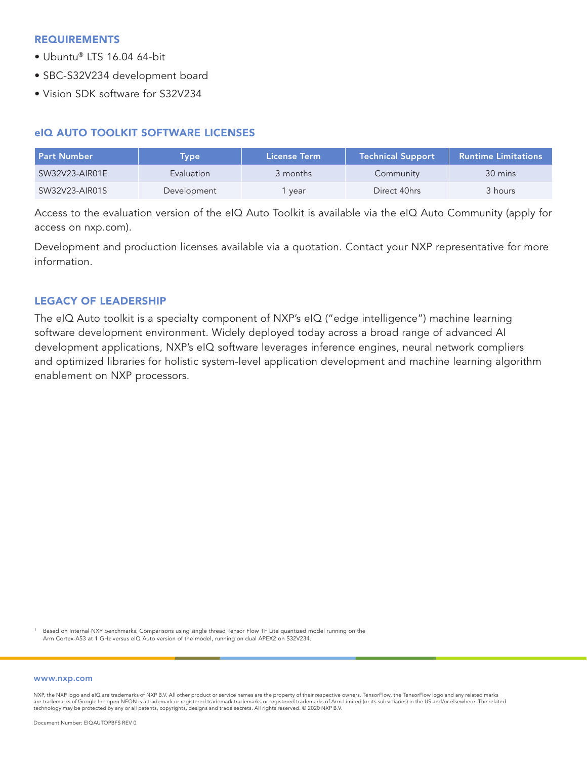## REQUIREMENTS

- Ubuntu® LTS 16.04 64-bit
- SBC-S32V234 development board
- Vision SDK software for S32V234

## eIQ AUTO TOOLKIT SOFTWARE LICENSES

| Part Number | Type | License Term | Technical Support | Runtime Limitations |
|---|---|---|---|---|
| SW32V23-AIR01E | Evaluation | 3 months | Community | 30 mins |
| SW32V23-AIR01S | Development | 1 year | Direct 40hrs | 3 hours |

Access to the evaluation version of the eIQ Auto Toolkit is available via the eIQ Auto Community (apply for access on nxp.com).

Development and production licenses available via a quotation. Contact your NXP representative for more information.

## LEGACY OF LEADERSHIP

The eIQ Auto toolkit is a specialty component of NXP's eIQ ("edge intelligence") machine learning software development environment. Widely deployed today across a broad range of advanced AI development applications, NXP's eIQ software leverages inference engines, neural network compliers and optimized libraries for holistic system-level application development and machine learning algorithm enablement on NXP processors.

[1] Based on Internal NXP benchmarks. Comparisons using single thread Tensor Flow TF Lite quantized model running on the Arm Cortex-A53 at 1 GHz versus eIQ Auto version of the model, running on dual APEX2 on S32V234.

www.nxp.com

NXP, the NXP logo and eIQ are trademarks of NXP B.V. All other product or service names are the property of their respective owners. TensorFlow, the TensorFlow logo and any related marks are trademarks of Google Inc.open NEON is a trademark or registered trademark trademarks or registered trademarks of Arm Limited (or its subsidiaries) in the US and/or elsewhere. The related technology may be protected by any or all patents, copyrights, designs and trade secrets. All rights reserved. © 2020 NXP B.V.

Document Number: EIQAUTOPBFS REV 0